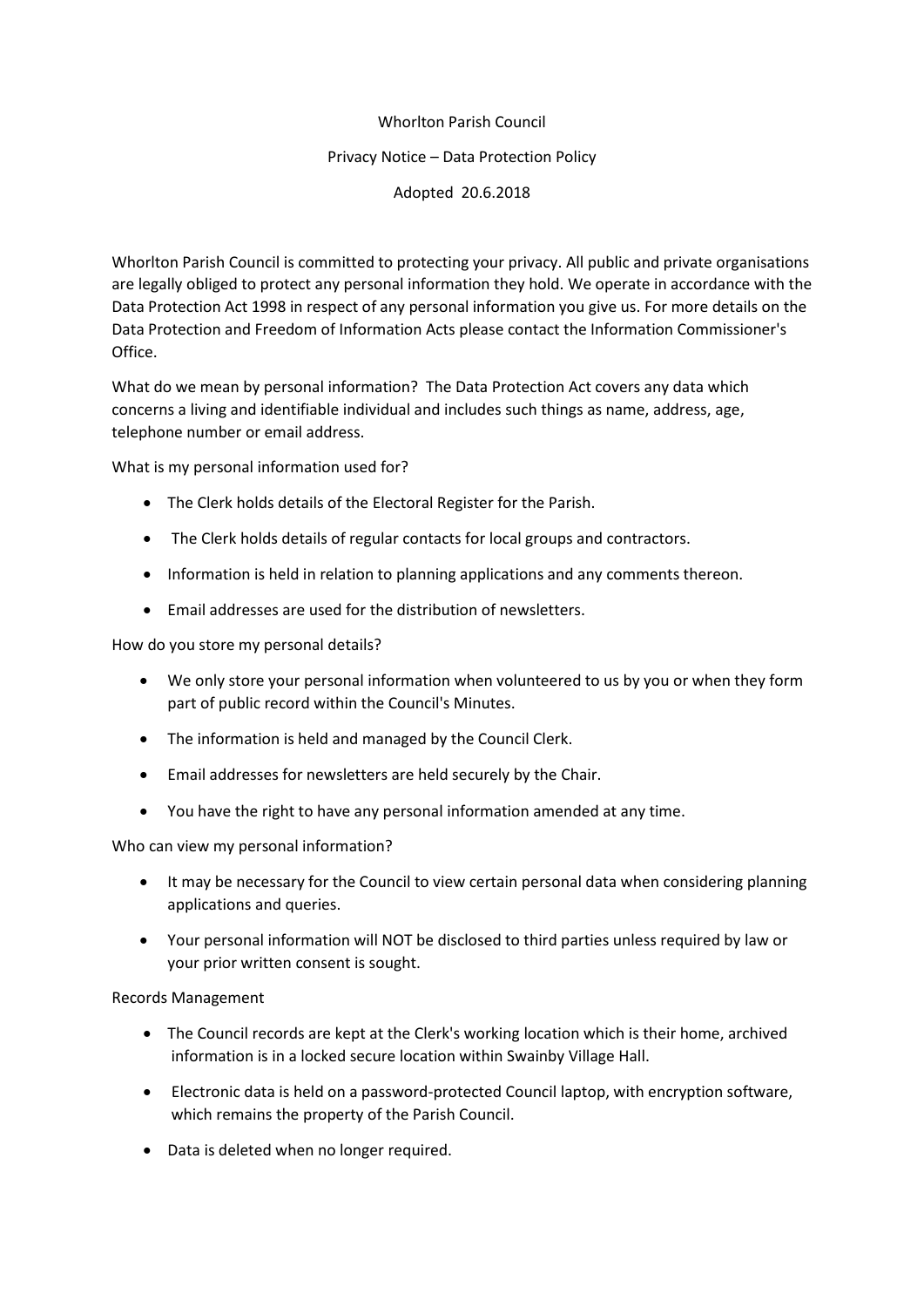# Whorlton Parish Council

## Privacy Notice – Data Protection Policy

Adopted 20.6.2018

Whorlton Parish Council is committed to protecting your privacy. All public and private organisations are legally obliged to protect any personal information they hold. We operate in accordance with the Data Protection Act 1998 in respect of any personal information you give us. For more details on the Data Protection and Freedom of Information Acts please contact the Information Commissioner's Office.

What do we mean by personal information? The Data Protection Act covers any data which concerns a living and identifiable individual and includes such things as name, address, age, telephone number or email address.

What is my personal information used for?

- The Clerk holds details of the Electoral Register for the Parish.
- The Clerk holds details of regular contacts for local groups and contractors.
- Information is held in relation to planning applications and any comments thereon.
- Email addresses are used for the distribution of newsletters.

How do you store my personal details?

- We only store your personal information when volunteered to us by you or when they form part of public record within the Council's Minutes.
- The information is held and managed by the Council Clerk.
- Email addresses for newsletters are held securely by the Chair.
- You have the right to have any personal information amended at any time.

Who can view my personal information?

- It may be necessary for the Council to view certain personal data when considering planning applications and queries.
- Your personal information will NOT be disclosed to third parties unless required by law or your prior written consent is sought.

Records Management

- The Council records are kept at the Clerk's working location which is their home, archived information is in a locked secure location within Swainby Village Hall.
- Electronic data is held on a password-protected Council laptop, with encryption software, which remains the property of the Parish Council.
- Data is deleted when no longer required.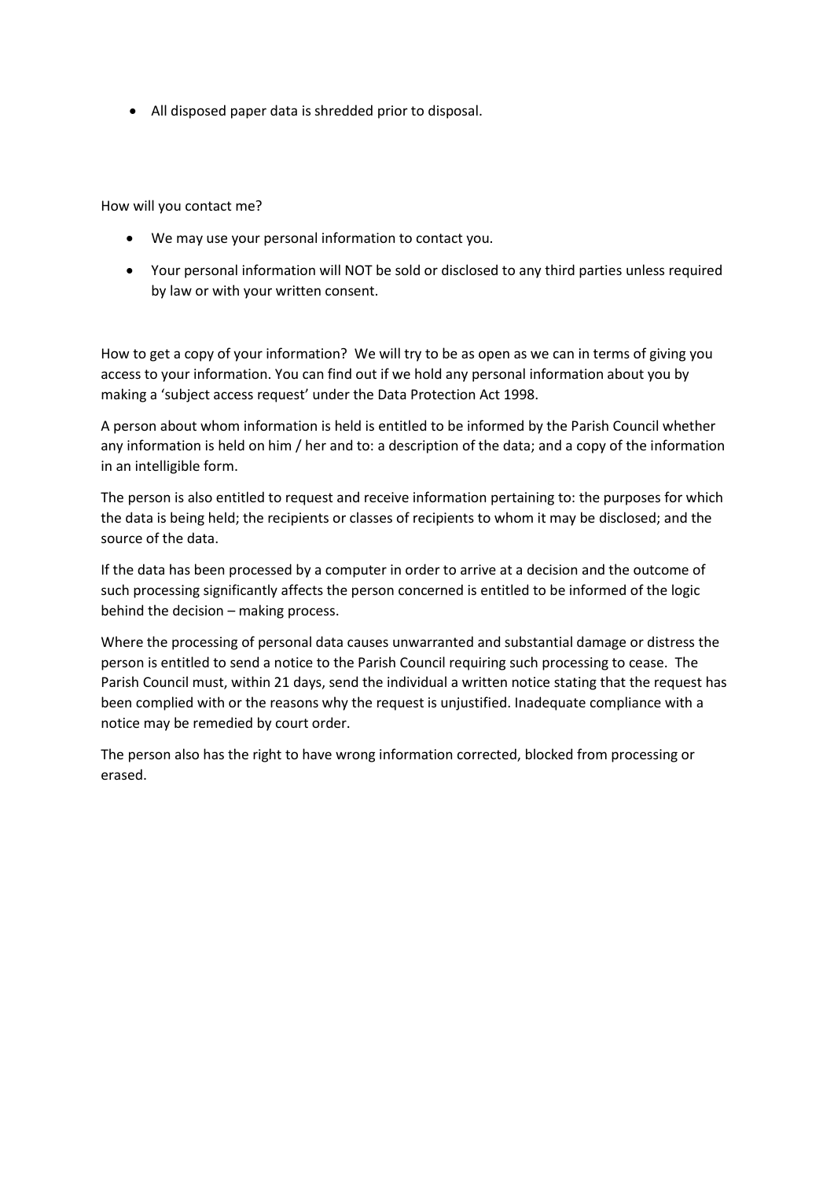- All disposed paper data is shredded prior to disposal.

How will you contact me?

- We may use your personal information to contact you.
- Your personal information will NOT be sold or disclosed to any third parties unless required by law or with your written consent.

How to get a copy of your information? We will try to be as open as we can in terms of giving you access to your information. You can find out if we hold any personal information about you by making a 'subject access request' under the Data Protection Act 1998.

A person about whom information is held is entitled to be informed by the Parish Council whether any information is held on him / her and to: a description of the data; and a copy of the information in an intelligible form.

The person is also entitled to request and receive information pertaining to: the purposes for which the data is being held; the recipients or classes of recipients to whom it may be disclosed; and the source of the data.

If the data has been processed by a computer in order to arrive at a decision and the outcome of such processing significantly affects the person concerned is entitled to be informed of the logic behind the decision – making process.

Where the processing of personal data causes unwarranted and substantial damage or distress the person is entitled to send a notice to the Parish Council requiring such processing to cease. The Parish Council must, within 21 days, send the individual a written notice stating that the request has been complied with or the reasons why the request is unjustified. Inadequate compliance with a notice may be remedied by court order.

The person also has the right to have wrong information corrected, blocked from processing or erased.